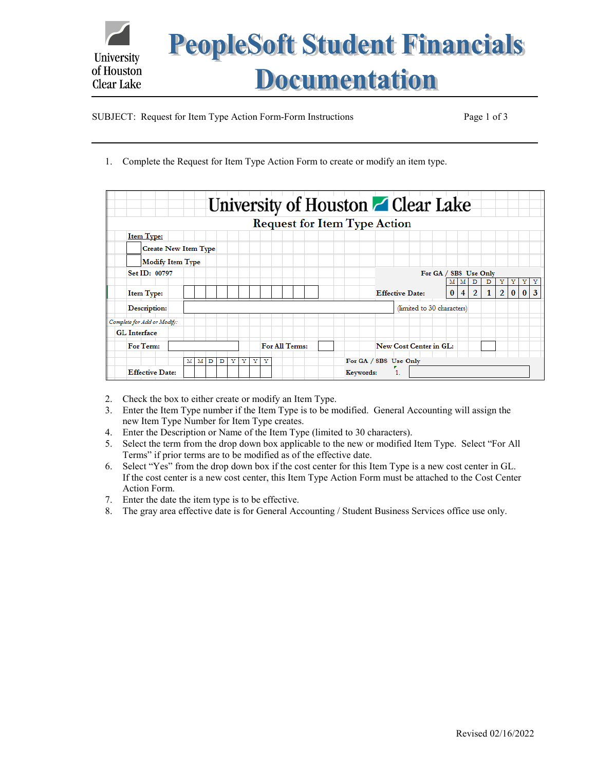# PeopleSoft Student Financials Documentation

SUBJECT: Request for Item Type Action Form-Form Instructions

1. Complete the Request for Item Type Action Form to create or modify an item type.

**University of Houston Clear Lake**

**Request for Item Type Action**

**Item Type:**

☐ Create New Item Type

☐ Modify Item Type

**Set ID: 00797**

| | | | |
|---|---|---|---|
| **Item Type:** | | **For GA / SBS Use Only** Effective Date: | MMDDYYYY: 0 4 2 1 2 0 0 3 |
| **Description:** | | (limited to 30 characters) | |

*Complete for Add or Modify:*

**GL Interface**

| | | | | | |
|---|---|---|---|---|---|
| **For Term:** | | **For All Terms:** | | **New Cost Center in GL:** | |
| **Effective Date:** | MMDDYYYY | **For GA / SBS Use Only** Keywords: | 1. | | |

2. Check the box to either create or modify an Item Type.
3. Enter the Item Type number if the Item Type is to be modified. General Accounting will assign the new Item Type Number for Item Type creates.
4. Enter the Description or Name of the Item Type (limited to 30 characters).
5. Select the term from the drop down box applicable to the new or modified Item Type. Select "For All Terms" if prior terms are to be modified as of the effective date.
6. Select "Yes" from the drop down box if the cost center for this Item Type is a new cost center in GL. If the cost center is a new cost center, this Item Type Action Form must be attached to the Cost Center Action Form.
7. Enter the date the item type is to be effective.
8. The gray area effective date is for General Accounting / Student Business Services office use only.

Revised 02/16/2022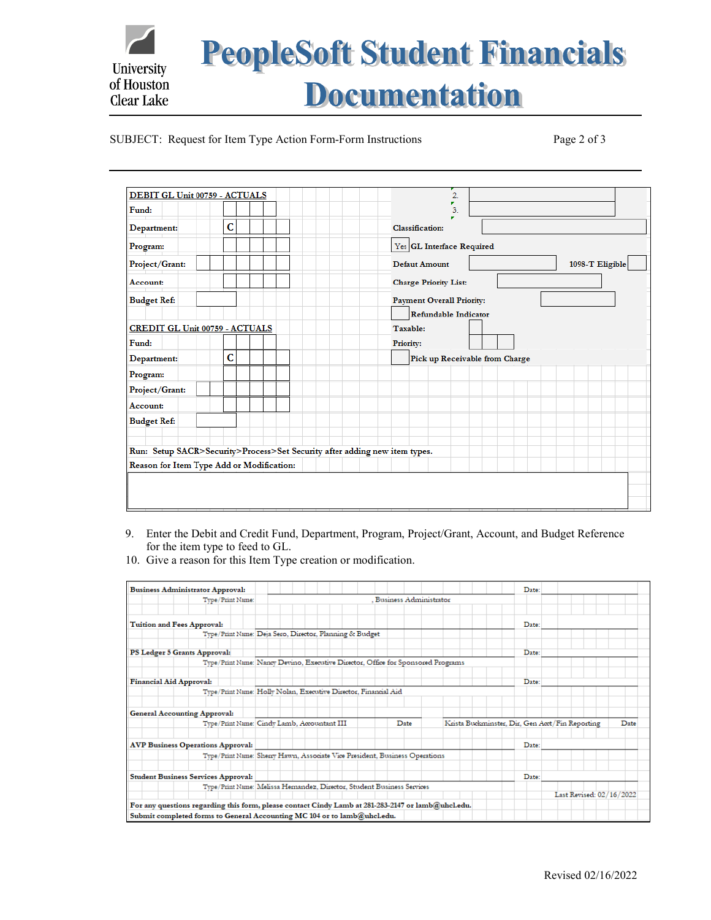# PeopleSoft Student Financials Documentation

SUBJECT: Request for Item Type Action Form-Form Instructions

**DEBIT GL Unit 00759 - ACTUALS**

Fund:

Department: C

Program:

Project/Grant:

Account:

Budget Ref:

**CREDIT GL Unit 00759 - ACTUALS**

Fund:

Department: C

Program:

Project/Grant:

Account:

Budget Ref:

2.

3.

Classification:

Yes GL Interface Required

Defaut Amount — 1098-T Eligible

Charge Priority List:

Payment Overall Priority:

Refundable Indicator

Taxable:

Priority:

Pick up Receivable from Charge

Run: Setup SACR>Security>Process>Set Security after adding new item types.

Reason for Item Type Add or Modification:

9. Enter the Debit and Credit Fund, Department, Program, Project/Grant, Account, and Budget Reference for the item type to feed to GL.
10. Give a reason for this Item Type creation or modification.

**Business Administrator Approval:** Date:
Type/Print Name: , Business Administrator

**Tuition and Fees Approval:** Date:
Type/Print Name: Deja Sero, Director, Planning & Budget

**PS Ledger 5 Grants Approval:** Date:
Type/Print Name: Nancy Devino, Executive Director, Office for Sponsored Programs

**Financial Aid Approval:** Date:
Type/Print Name: Holly Nolan, Executive Director, Financial Aid

**General Accounting Approval:**
Type/Print Name: Cindy Lamb, Accountant III Date — Krista Buckminster, Dir, Gen Acct/Fin Reporting Date

**AVP Business Operations Approval:** Date:
Type/Print Name: Sherry Hawn, Associate Vice President, Business Operations

**Student Business Services Approval:** Date:
Type/Print Name: Melissa Hernandez, Director, Student Business Services

Last Revised: 02/16/2022

**For any questions regarding this form, please contact Cindy Lamb at 281-283-2147 or lamb@uhcl.edu.**
**Submit completed forms to General Accounting MC 104 or to lamb@uhcl.edu.**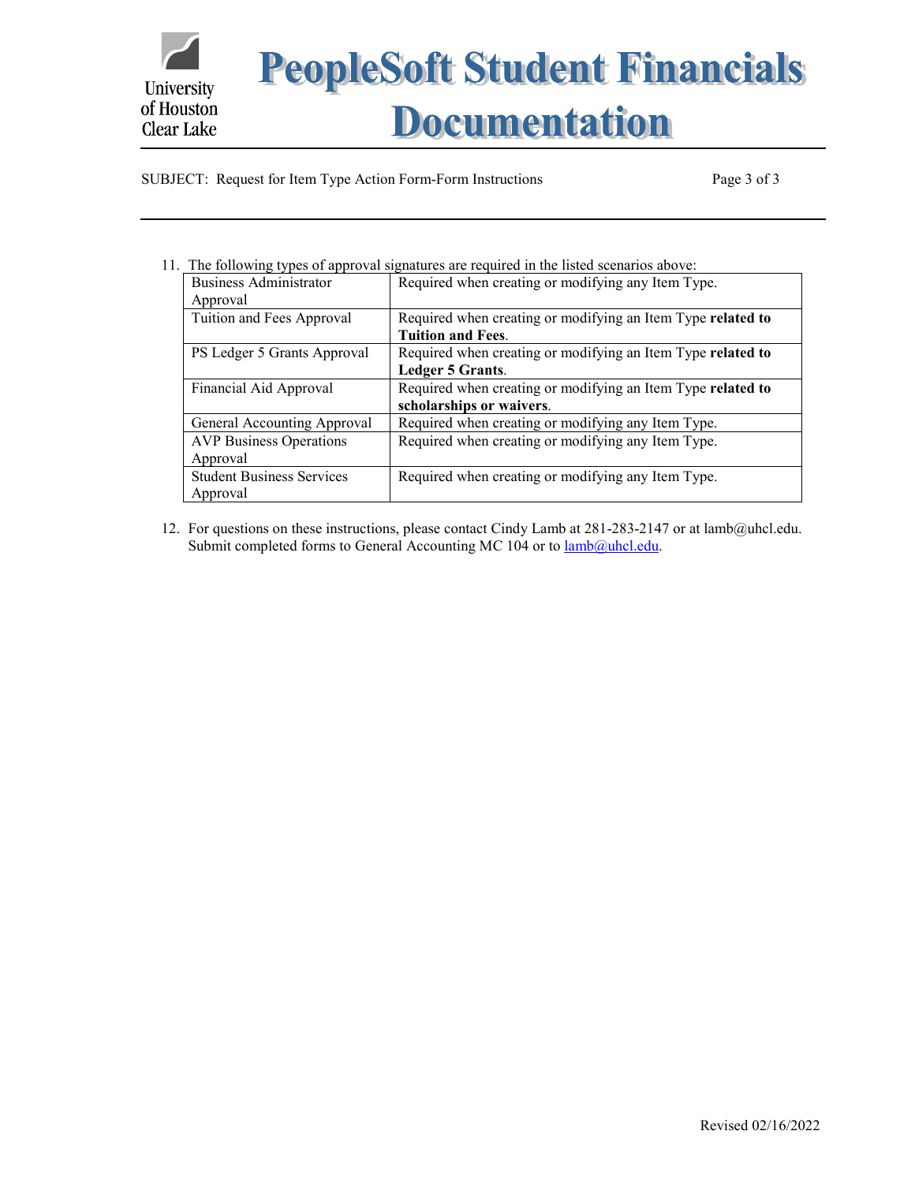11. The following types of approval signatures are required in the listed scenarios above:

| | |
|---|---|
| Business Administrator Approval | Required when creating or modifying any Item Type. |
| Tuition and Fees Approval | Required when creating or modifying an Item Type **related to Tuition and Fees**. |
| PS Ledger 5 Grants Approval | Required when creating or modifying an Item Type **related to Ledger 5 Grants**. |
| Financial Aid Approval | Required when creating or modifying an Item Type **related to scholarships or waivers**. |
| General Accounting Approval | Required when creating or modifying any Item Type. |
| AVP Business Operations Approval | Required when creating or modifying any Item Type. |
| Student Business Services Approval | Required when creating or modifying any Item Type. |

12. For questions on these instructions, please contact Cindy Lamb at 281-283-2147 or at lamb@uhcl.edu. Submit completed forms to General Accounting MC 104 or to [lamb@uhcl.edu](mailto:lamb@uhcl.edu).

Revised 02/16/2022